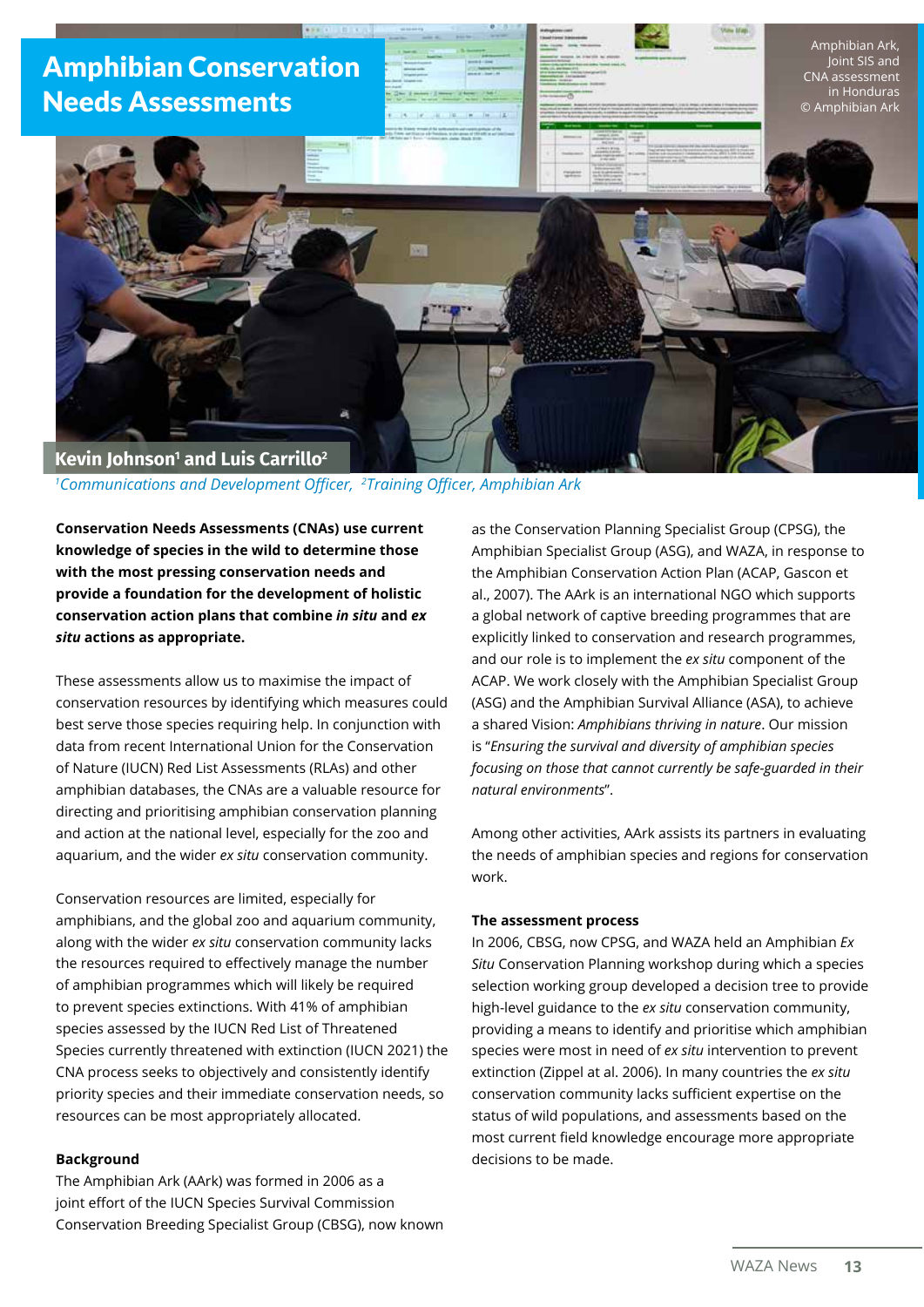# Amphibian Conservation Needs Assessments

Amphibian Ark, Joint SIS and CNA assessment in Honduras © Amphibian Ark

**Kevin Johnson[1] and Luis Carrillo[2]**

*[1]Communications and Development Officer, [2]Training Officer, Amphibian Ark*

**Conservation Needs Assessments (CNAs) use current knowledge of species in the wild to determine those with the most pressing conservation needs and provide a foundation for the development of holistic conservation action plans that combine *in situ* and *ex situ* actions as appropriate.**

These assessments allow us to maximise the impact of conservation resources by identifying which measures could best serve those species requiring help. In conjunction with data from recent International Union for the Conservation of Nature (IUCN) Red List Assessments (RLAs) and other amphibian databases, the CNAs are a valuable resource for directing and prioritising amphibian conservation planning and action at the national level, especially for the zoo and aquarium, and the wider *ex situ* conservation community.

Conservation resources are limited, especially for amphibians, and the global zoo and aquarium community, along with the wider *ex situ* conservation community lacks the resources required to effectively manage the number of amphibian programmes which will likely be required to prevent species extinctions. With 41% of amphibian species assessed by the IUCN Red List of Threatened Species currently threatened with extinction (IUCN 2021) the CNA process seeks to objectively and consistently identify priority species and their immediate conservation needs, so resources can be most appropriately allocated.

**Background**

The Amphibian Ark (AArk) was formed in 2006 as a joint effort of the IUCN Species Survival Commission Conservation Breeding Specialist Group (CBSG), now known as the Conservation Planning Specialist Group (CPSG), the Amphibian Specialist Group (ASG), and WAZA, in response to the Amphibian Conservation Action Plan (ACAP, Gascon et al., 2007). The AArk is an international NGO which supports a global network of captive breeding programmes that are explicitly linked to conservation and research programmes, and our role is to implement the *ex situ* component of the ACAP. We work closely with the Amphibian Specialist Group (ASG) and the Amphibian Survival Alliance (ASA), to achieve a shared Vision: *Amphibians thriving in nature*. Our mission is "*Ensuring the survival and diversity of amphibian species focusing on those that cannot currently be safe-guarded in their natural environments*".

Among other activities, AArk assists its partners in evaluating the needs of amphibian species and regions for conservation work.

**The assessment process**

In 2006, CBSG, now CPSG, and WAZA held an Amphibian *Ex Situ* Conservation Planning workshop during which a species selection working group developed a decision tree to provide high-level guidance to the *ex situ* conservation community, providing a means to identify and prioritise which amphibian species were most in need of *ex situ* intervention to prevent extinction (Zippel at al. 2006). In many countries the *ex situ* conservation community lacks sufficient expertise on the status of wild populations, and assessments based on the most current field knowledge encourage more appropriate decisions to be made.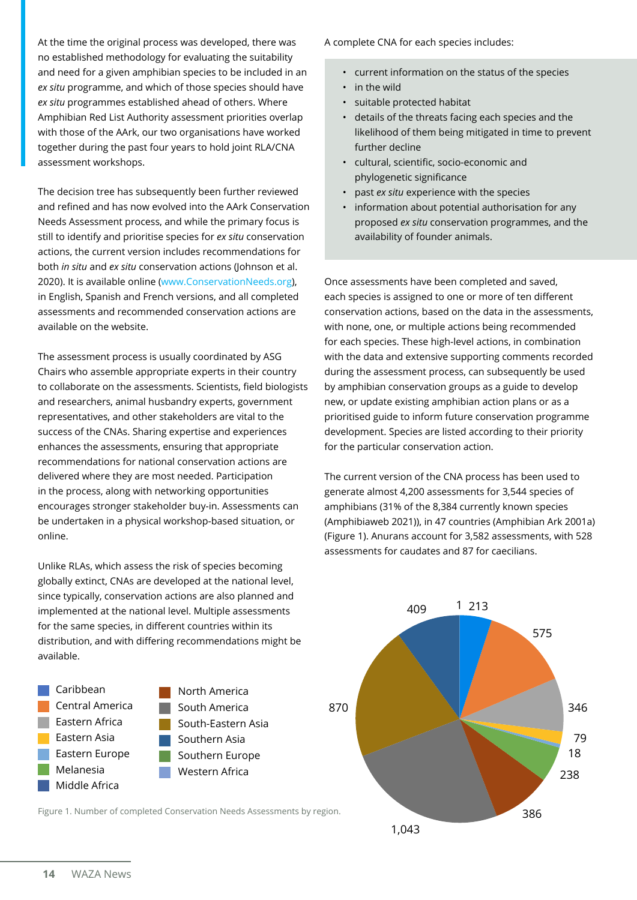At the time the original process was developed, there was no established methodology for evaluating the suitability and need for a given amphibian species to be included in an *ex situ* programme, and which of those species should have *ex situ* programmes established ahead of others. Where Amphibian Red List Authority assessment priorities overlap with those of the AArk, our two organisations have worked together during the past four years to hold joint RLA/CNA assessment workshops.

The decision tree has subsequently been further reviewed and refined and has now evolved into the AArk Conservation Needs Assessment process, and while the primary focus is still to identify and prioritise species for *ex situ* conservation actions, the current version includes recommendations for both *in situ* and *ex situ* conservation actions (Johnson et al. 2020). It is available online (www.ConservationNeeds.org), in English, Spanish and French versions, and all completed assessments and recommended conservation actions are available on the website.

The assessment process is usually coordinated by ASG Chairs who assemble appropriate experts in their country to collaborate on the assessments. Scientists, field biologists and researchers, animal husbandry experts, government representatives, and other stakeholders are vital to the success of the CNAs. Sharing expertise and experiences enhances the assessments, ensuring that appropriate recommendations for national conservation actions are delivered where they are most needed. Participation in the process, along with networking opportunities encourages stronger stakeholder buy-in. Assessments can be undertaken in a physical workshop-based situation, or online.

Unlike RLAs, which assess the risk of species becoming globally extinct, CNAs are developed at the national level, since typically, conservation actions are also planned and implemented at the national level. Multiple assessments for the same species, in different countries within its distribution, and with differing recommendations might be available.

A complete CNA for each species includes:

- current information on the status of the species
- in the wild
- suitable protected habitat
- details of the threats facing each species and the likelihood of them being mitigated in time to prevent further decline
- cultural, scientific, socio-economic and phylogenetic significance
- past *ex situ* experience with the species
- information about potential authorisation for any proposed *ex situ* conservation programmes, and the availability of founder animals.

Once assessments have been completed and saved, each species is assigned to one or more of ten different conservation actions, based on the data in the assessments, with none, one, or multiple actions being recommended for each species. These high-level actions, in combination with the data and extensive supporting comments recorded during the assessment process, can subsequently be used by amphibian conservation groups as a guide to develop new, or update existing amphibian action plans or as a prioritised guide to inform future conservation programme development. Species are listed according to their priority for the particular conservation action.

The current version of the CNA process has been used to generate almost 4,200 assessments for 3,544 species of amphibians (31% of the 8,384 currently known species (Amphibiaweb 2021)), in 47 countries (Amphibian Ark 2001a) (Figure 1). Anurans account for 3,582 assessments, with 528 assessments for caudates and 87 for caecilians.

| Region | Number of CNAs |
|---|---|
| Caribbean | 213 |
| Central America | 575 |
| Eastern Africa | 346 |
| Eastern Asia | 79 |
| Eastern Europe | 18 |
| Melanesia | 238 |
| Middle Africa | |
| North America | 386 |
| South America | 1,043 |
| South-Eastern Asia | 870 |
| Southern Asia | 409 |
| Southern Europe | |
| Western Africa | 1 |

Figure 1. Number of completed Conservation Needs Assessments by region.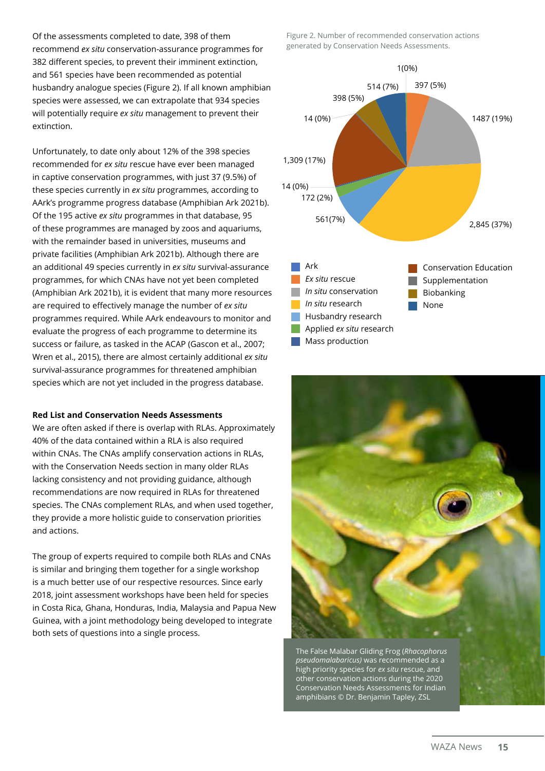Of the assessments completed to date, 398 of them recommend *ex situ* conservation-assurance programmes for 382 different species, to prevent their imminent extinction, and 561 species have been recommended as potential husbandry analogue species (Figure 2). If all known amphibian species were assessed, we can extrapolate that 934 species will potentially require *ex situ* management to prevent their extinction.

Unfortunately, to date only about 12% of the 398 species recommended for *ex situ* rescue have ever been managed in captive conservation programmes, with just 37 (9.5%) of these species currently in *ex situ* programmes, according to AArk's programme progress database (Amphibian Ark 2021b). Of the 195 active *ex situ* programmes in that database, 95 of these programmes are managed by zoos and aquariums, with the remainder based in universities, museums and private facilities (Amphibian Ark 2021b). Although there are an additional 49 species currently in *ex situ* survival-assurance programmes, for which CNAs have not yet been completed (Amphibian Ark 2021b), it is evident that many more resources are required to effectively manage the number of *ex situ* programmes required. While AArk endeavours to monitor and evaluate the progress of each programme to determine its success or failure, as tasked in the ACAP (Gascon et al., 2007; Wren et al., 2015), there are almost certainly additional *ex situ* survival-assurance programmes for threatened amphibian species which are not yet included in the progress database.

**Red List and Conservation Needs Assessments**

We are often asked if there is overlap with RLAs. Approximately 40% of the data contained within a RLA is also required within CNAs. The CNAs amplify conservation actions in RLAs, with the Conservation Needs section in many older RLAs lacking consistency and not providing guidance, although recommendations are now required in RLAs for threatened species. The CNAs complement RLAs, and when used together, they provide a more holistic guide to conservation priorities and actions.

The group of experts required to compile both RLAs and CNAs is similar and bringing them together for a single workshop is a much better use of our respective resources. Since early 2018, joint assessment workshops have been held for species in Costa Rica, Ghana, Honduras, India, Malaysia and Papua New Guinea, with a joint methodology being developed to integrate both sets of questions into a single process.

Figure 2. Number of recommended conservation actions generated by Conservation Needs Assessments.

| Action | Number (%) |
|---|---|
| Ark | 1 (0%) |
| *Ex situ* rescue | 397 (5%) |
| *In situ* conservation | 1487 (19%) |
| *In situ* research | 2,845 (37%) |
| Husbandry research | 561 (7%) |
| Applied *ex situ* research | 172 (2%) |
| Mass production | 14 (0%) |
| Conservation Education | 1,309 (17%) |
| Supplementation | 14 (0%) |
| Biobanking | 398 (5%) |
| None | 514 (7%) |

The False Malabar Gliding Frog (*Rhacophorus pseudomalabaricus)* was recommended as a high priority species for *ex situ* rescue, and other conservation actions during the 2020 Conservation Needs Assessments for Indian amphibians © Dr. Benjamin Tapley, ZSL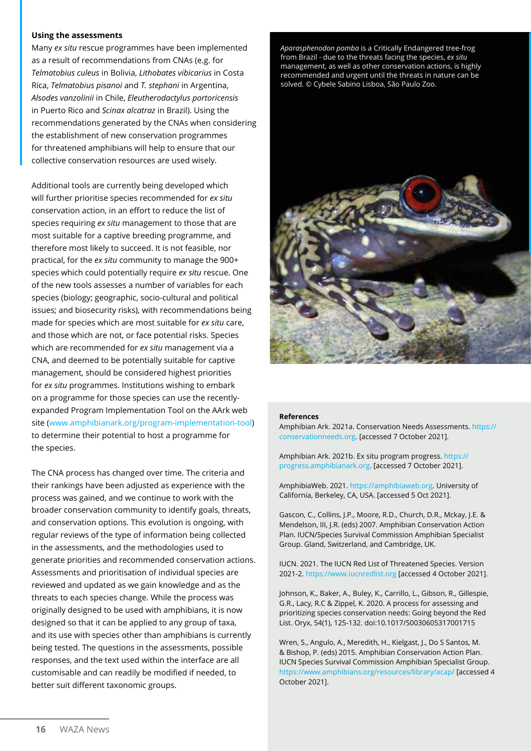### Using the assessments

Many *ex situ* rescue programmes have been implemented as a result of recommendations from CNAs (e.g. for *Telmatobius culeus* in Bolivia, *Lithobates vibicarius* in Costa Rica, *Telmatobius pisanoi* and *T. stephani* in Argentina, *Alsodes vanzolinii* in Chile, *Eleutherodactylus portoricensis* in Puerto Rico and *Scinax alcatraz* in Brazil). Using the recommendations generated by the CNAs when considering the establishment of new conservation programmes for threatened amphibians will help to ensure that our collective conservation resources are used wisely.

Additional tools are currently being developed which will further prioritise species recommended for *ex situ* conservation action, in an effort to reduce the list of species requiring *ex situ* management to those that are most suitable for a captive breeding programme, and therefore most likely to succeed. It is not feasible, nor practical, for the *ex situ* community to manage the 900+ species which could potentially require *ex situ* rescue. One of the new tools assesses a number of variables for each species (biology; geographic, socio-cultural and political issues; and biosecurity risks), with recommendations being made for species which are most suitable for *ex situ* care, and those which are not, or face potential risks. Species which are recommended for *ex situ* management via a CNA, and deemed to be potentially suitable for captive management, should be considered highest priorities for *ex situ* programmes. Institutions wishing to embark on a programme for those species can use the recently-expanded Program Implementation Tool on the AArk web site (www.amphibianark.org/program-implementation-tool) to determine their potential to host a programme for the species.

The CNA process has changed over time. The criteria and their rankings have been adjusted as experience with the process was gained, and we continue to work with the broader conservation community to identify goals, threats, and conservation options. This evolution is ongoing, with regular reviews of the type of information being collected in the assessments, and the methodologies used to generate priorities and recommended conservation actions. Assessments and prioritisation of individual species are reviewed and updated as we gain knowledge and as the threats to each species change. While the process was originally designed to be used with amphibians, it is now designed so that it can be applied to any group of taxa, and its use with species other than amphibians is currently being tested. The questions in the assessments, possible responses, and the text used within the interface are all customisable and can readily be modified if needed, to better suit different taxonomic groups.

*Aparasphenodon pomba* is a Critically Endangered tree-frog from Brazil - due to the threats facing the species, *ex situ* management, as well as other conservation actions, is highly recommended and urgent until the threats in nature can be solved. © Cybele Sabino Lisboa, São Paulo Zoo.

### References

Amphibian Ark. 2021a. Conservation Needs Assessments. https://conservationneeds.org. [accessed 7 October 2021].

Amphibian Ark. 2021b. Ex situ program progress. https://progress.amphibianark.org. [accessed 7 October 2021].

AmphibiaWeb. 2021. https://amphibiaweb.org. University of California, Berkeley, CA, USA. [accessed 5 Oct 2021].

Gascon, C., Collins, J.P., Moore, R.D., Church, D.R., Mckay, J.E. & Mendelson, III, J.R. (eds) 2007. Amphibian Conservation Action Plan. IUCN/Species Survival Commission Amphibian Specialist Group. Gland, Switzerland, and Cambridge, UK.

IUCN. 2021. The IUCN Red List of Threatened Species. Version 2021-2. https://www.iucnredlist.org [accessed 4 October 2021].

Johnson, K., Baker, A., Buley, K., Carrillo, L., Gibson, R., Gillespie, G.R., Lacy, R.C & Zippel, K. 2020. A process for assessing and prioritizing species conservation needs: Going beyond the Red List. Oryx, 54(1), 125-132. doi:10.1017/S0030605317001715

Wren, S., Angulo, A., Meredith, H., Kielgast, J., Do S Santos, M. & Bishop, P. (eds) 2015. Amphibian Conservation Action Plan. IUCN Species Survival Commission Amphibian Specialist Group. https://www.amphibians.org/resources/library/acap/ [accessed 4 October 2021].